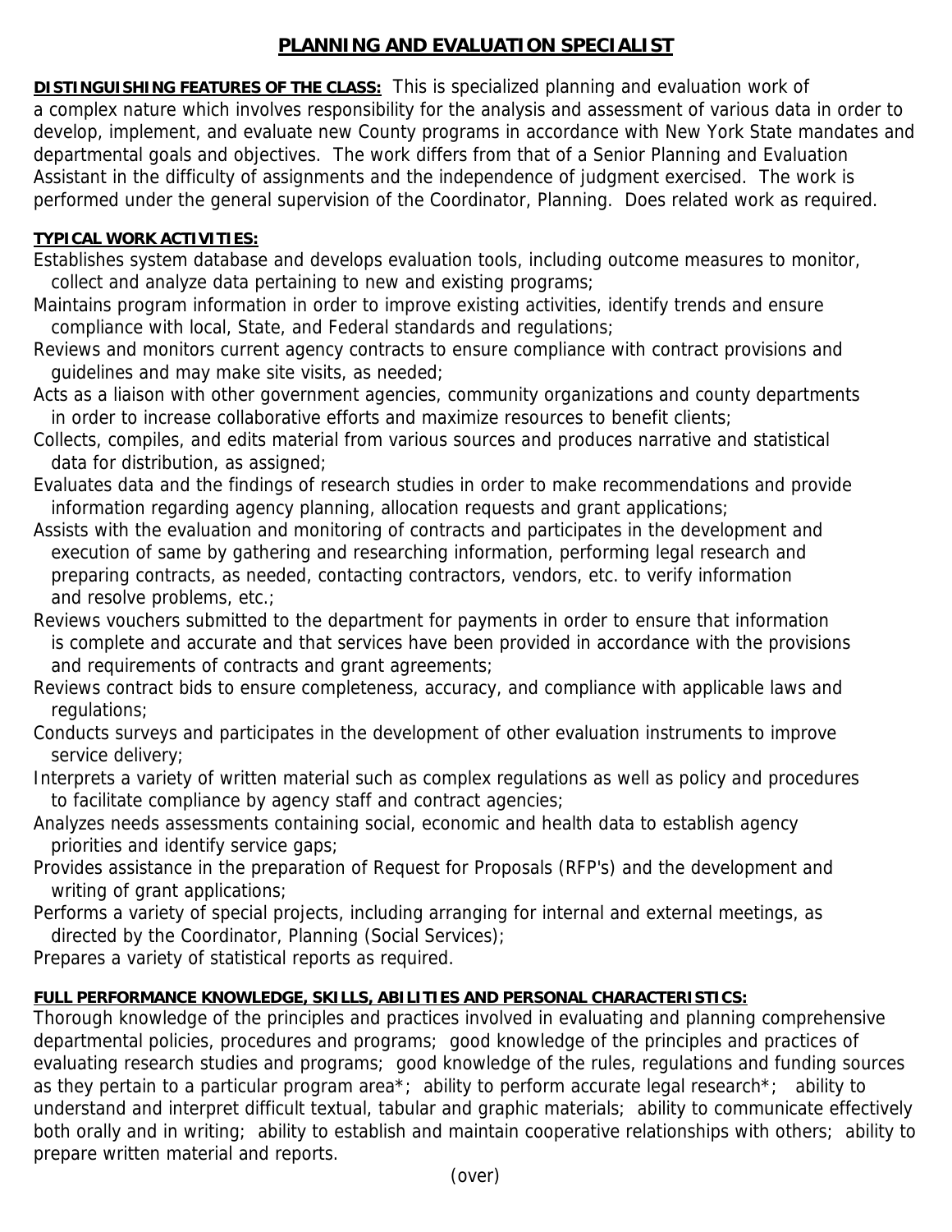# PLANNING AND EVALUATION SPECIALIST

**DISTINGUISHING FEATURES OF THE CLASS:** This is specialized planning and evaluation work of a complex nature which involves responsibility for the analysis and assessment of various data in order to develop, implement, and evaluate new County programs in accordance with New York State mandates and departmental goals and objectives. The work differs from that of a Senior Planning and Evaluation Assistant in the difficulty of assignments and the independence of judgment exercised. The work is performed under the general supervision of the Coordinator, Planning. Does related work as required.

**TYPICAL WORK ACTIVITIES:**

Establishes system database and develops evaluation tools, including outcome measures to monitor, collect and analyze data pertaining to new and existing programs;

Maintains program information in order to improve existing activities, identify trends and ensure compliance with local, State, and Federal standards and regulations;

Reviews and monitors current agency contracts to ensure compliance with contract provisions and guidelines and may make site visits, as needed;

Acts as a liaison with other government agencies, community organizations and county departments in order to increase collaborative efforts and maximize resources to benefit clients;

Collects, compiles, and edits material from various sources and produces narrative and statistical data for distribution, as assigned;

Evaluates data and the findings of research studies in order to make recommendations and provide information regarding agency planning, allocation requests and grant applications;

Assists with the evaluation and monitoring of contracts and participates in the development and execution of same by gathering and researching information, performing legal research and preparing contracts, as needed, contacting contractors, vendors, etc. to verify information and resolve problems, etc.;

Reviews vouchers submitted to the department for payments in order to ensure that information is complete and accurate and that services have been provided in accordance with the provisions and requirements of contracts and grant agreements;

Reviews contract bids to ensure completeness, accuracy, and compliance with applicable laws and regulations;

Conducts surveys and participates in the development of other evaluation instruments to improve service delivery;

Interprets a variety of written material such as complex regulations as well as policy and procedures to facilitate compliance by agency staff and contract agencies;

Analyzes needs assessments containing social, economic and health data to establish agency priorities and identify service gaps;

Provides assistance in the preparation of Request for Proposals (RFP's) and the development and writing of grant applications;

Performs a variety of special projects, including arranging for internal and external meetings, as directed by the Coordinator, Planning (Social Services);

Prepares a variety of statistical reports as required.

**FULL PERFORMANCE KNOWLEDGE, SKILLS, ABILITIES AND PERSONAL CHARACTERISTICS:**

Thorough knowledge of the principles and practices involved in evaluating and planning comprehensive departmental policies, procedures and programs; good knowledge of the principles and practices of evaluating research studies and programs; good knowledge of the rules, regulations and funding sources as they pertain to a particular program area*; ability to perform accurate legal research*; ability to understand and interpret difficult textual, tabular and graphic materials; ability to communicate effectively both orally and in writing; ability to establish and maintain cooperative relationships with others; ability to prepare written material and reports.

(over)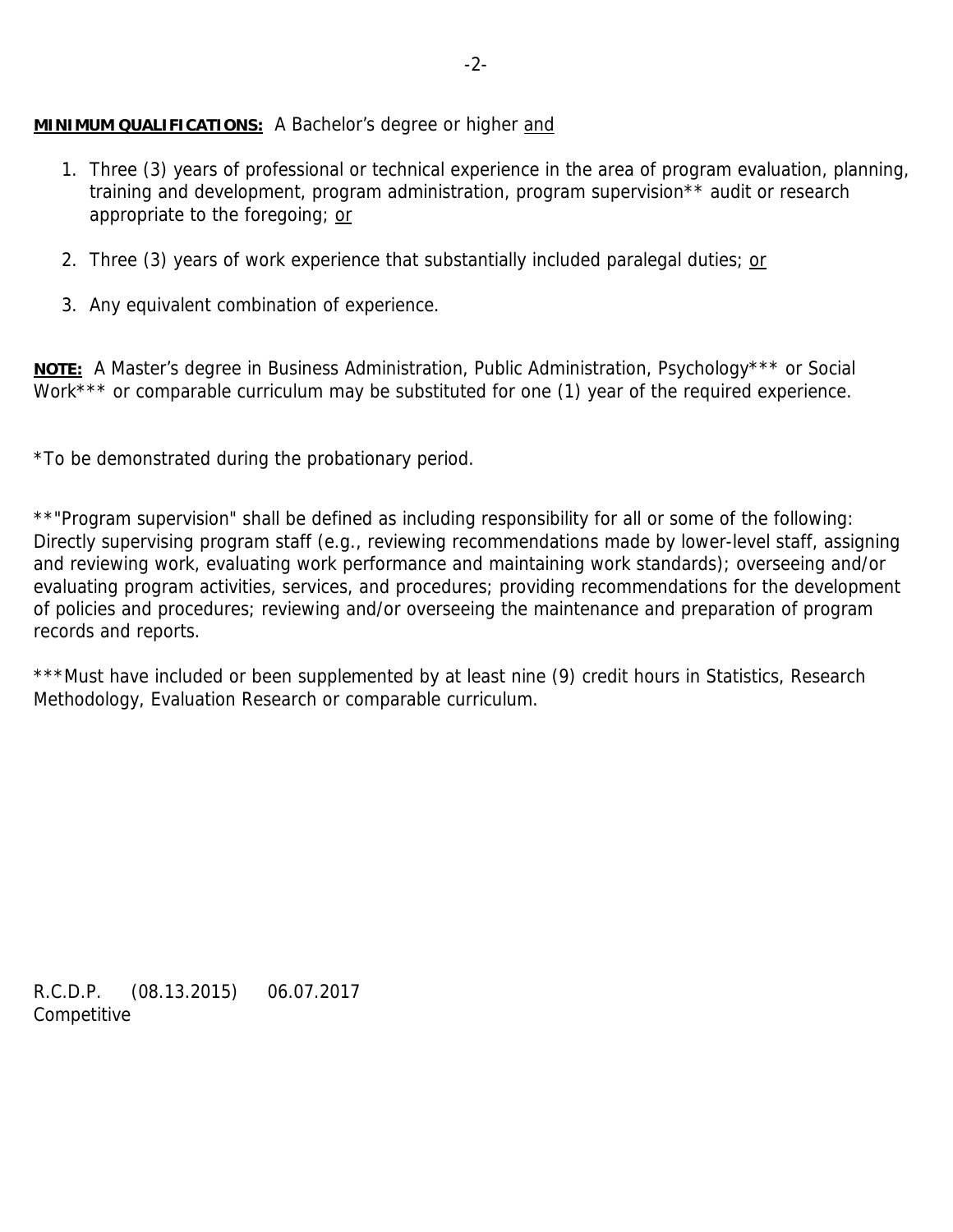**MINIMUM QUALIFICATIONS:** A Bachelor's degree or higher and

1. Three (3) years of professional or technical experience in the area of program evaluation, planning, training and development, program administration, program supervision** audit or research appropriate to the foregoing; or

2. Three (3) years of work experience that substantially included paralegal duties; or

3. Any equivalent combination of experience.

**NOTE:** A Master's degree in Business Administration, Public Administration, Psychology*** or Social Work*** or comparable curriculum may be substituted for one (1) year of the required experience.

*To be demonstrated during the probationary period.

**"Program supervision" shall be defined as including responsibility for all or some of the following: Directly supervising program staff (e.g., reviewing recommendations made by lower-level staff, assigning and reviewing work, evaluating work performance and maintaining work standards); overseeing and/or evaluating program activities, services, and procedures; providing recommendations for the development of policies and procedures; reviewing and/or overseeing the maintenance and preparation of program records and reports.

***Must have included or been supplemented by at least nine (9) credit hours in Statistics, Research Methodology, Evaluation Research or comparable curriculum.

R.C.D.P. (08.13.2015) 06.07.2017
Competitive